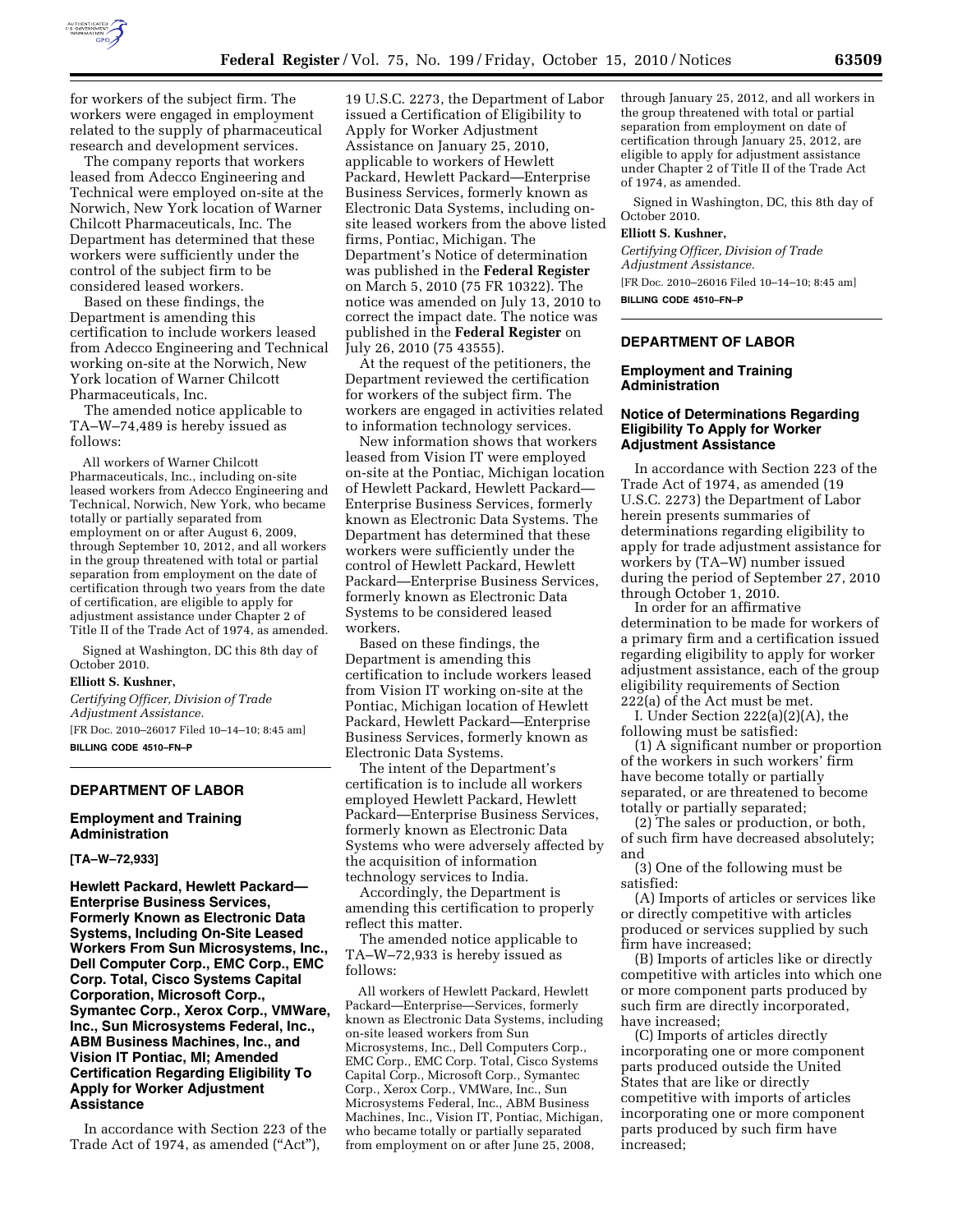for workers of the subject firm. The workers were engaged in employment related to the supply of pharmaceutical research and development services.

The company reports that workers leased from Adecco Engineering and Technical were employed on-site at the Norwich, New York location of Warner Chilcott Pharmaceuticals, Inc. The Department has determined that these workers were sufficiently under the control of the subject firm to be considered leased workers.

Based on these findings, the Department is amending this certification to include workers leased from Adecco Engineering and Technical working on-site at the Norwich, New York location of Warner Chilcott Pharmaceuticals, Inc.

The amended notice applicable to TA–W–74,489 is hereby issued as follows:

> All workers of Warner Chilcott Pharmaceuticals, Inc., including on-site leased workers from Adecco Engineering and Technical, Norwich, New York, who became totally or partially separated from employment on or after August 6, 2009, through September 10, 2012, and all workers in the group threatened with total or partial separation from employment on the date of certification through two years from the date of certification, are eligible to apply for adjustment assistance under Chapter 2 of Title II of the Trade Act of 1974, as amended.

Signed at Washington, DC this 8th day of October 2010.

**Elliott S. Kushner,**

*Certifying Officer, Division of Trade Adjustment Assistance.*

[FR Doc. 2010–26017 Filed 10–14–10; 8:45 am]

**BILLING CODE 4510–FN–P**

---

## DEPARTMENT OF LABOR

### Employment and Training Administration

**[TA–W–72,933]**

### Hewlett Packard, Hewlett Packard—Enterprise Business Services, Formerly Known as Electronic Data Systems, Including On-Site Leased Workers From Sun Microsystems, Inc., Dell Computer Corp., EMC Corp., EMC Corp. Total, Cisco Systems Capital Corporation, Microsoft Corp., Symantec Corp., Xerox Corp., VMWare, Inc., Sun Microsystems Federal, Inc., ABM Business Machines, Inc., and Vision IT Pontiac, MI; Amended Certification Regarding Eligibility To Apply for Worker Adjustment Assistance

In accordance with Section 223 of the Trade Act of 1974, as amended ("Act"), 19 U.S.C. 2273, the Department of Labor issued a Certification of Eligibility to Apply for Worker Adjustment Assistance on January 25, 2010, applicable to workers of Hewlett Packard, Hewlett Packard—Enterprise Business Services, formerly known as Electronic Data Systems, including on-site leased workers from the above listed firms, Pontiac, Michigan. The Department's Notice of determination was published in the **Federal Register** on March 5, 2010 (75 FR 10322). The notice was amended on July 13, 2010 to correct the impact date. The notice was published in the **Federal Register** on July 26, 2010 (75 43555).

At the request of the petitioners, the Department reviewed the certification for workers of the subject firm. The workers are engaged in activities related to information technology services.

New information shows that workers leased from Vision IT were employed on-site at the Pontiac, Michigan location of Hewlett Packard, Hewlett Packard—Enterprise Business Services, formerly known as Electronic Data Systems. The Department has determined that these workers were sufficiently under the control of Hewlett Packard, Hewlett Packard—Enterprise Business Services, formerly known as Electronic Data Systems to be considered leased workers.

Based on these findings, the Department is amending this certification to include workers leased from Vision IT working on-site at the Pontiac, Michigan location of Hewlett Packard, Hewlett Packard—Enterprise Business Services, formerly known as Electronic Data Systems.

The intent of the Department's certification is to include all workers employed Hewlett Packard, Hewlett Packard—Enterprise Business Services, formerly known as Electronic Data Systems who were adversely affected by the acquisition of information technology services to India.

Accordingly, the Department is amending this certification to properly reflect this matter.

The amended notice applicable to TA–W–72,933 is hereby issued as follows:

> All workers of Hewlett Packard, Hewlett Packard—Enterprise—Services, formerly known as Electronic Data Systems, including on-site leased workers from Sun Microsystems, Inc., Dell Computers Corp., EMC Corp., EMC Corp. Total, Cisco Systems Capital Corp., Microsoft Corp., Symantec Corp., Xerox Corp., VMWare, Inc., Sun Microsystems Federal, Inc., ABM Business Machines, Inc., Vision IT, Pontiac, Michigan, who became totally or partially separated from employment on or after June 25, 2008, through January 25, 2012, and all workers in the group threatened with total or partial separation from employment on date of certification through January 25, 2012, are eligible to apply for adjustment assistance under Chapter 2 of Title II of the Trade Act of 1974, as amended.

Signed in Washington, DC, this 8th day of October 2010.

**Elliott S. Kushner,**

*Certifying Officer, Division of Trade Adjustment Assistance.*

[FR Doc. 2010–26016 Filed 10–14–10; 8:45 am]

**BILLING CODE 4510–FN–P**

---

## DEPARTMENT OF LABOR

### Employment and Training Administration

### Notice of Determinations Regarding Eligibility To Apply for Worker Adjustment Assistance

In accordance with Section 223 of the Trade Act of 1974, as amended (19 U.S.C. 2273) the Department of Labor herein presents summaries of determinations regarding eligibility to apply for trade adjustment assistance for workers by (TA–W) number issued during the period of September 27, 2010 through October 1, 2010.

In order for an affirmative determination to be made for workers of a primary firm and a certification issued regarding eligibility to apply for worker adjustment assistance, each of the group eligibility requirements of Section 222(a) of the Act must be met.

I. Under Section 222(a)(2)(A), the following must be satisfied:

(1) A significant number or proportion of the workers in such workers' firm have become totally or partially separated, or are threatened to become totally or partially separated;

(2) The sales or production, or both, of such firm have decreased absolutely; and

(3) One of the following must be satisfied:

(A) Imports of articles or services like or directly competitive with articles produced or services supplied by such firm have increased;

(B) Imports of articles like or directly competitive with articles into which one or more component parts produced by such firm are directly incorporated, have increased;

(C) Imports of articles directly incorporating one or more component parts produced outside the United States that are like or directly competitive with imports of articles incorporating one or more component parts produced by such firm have increased;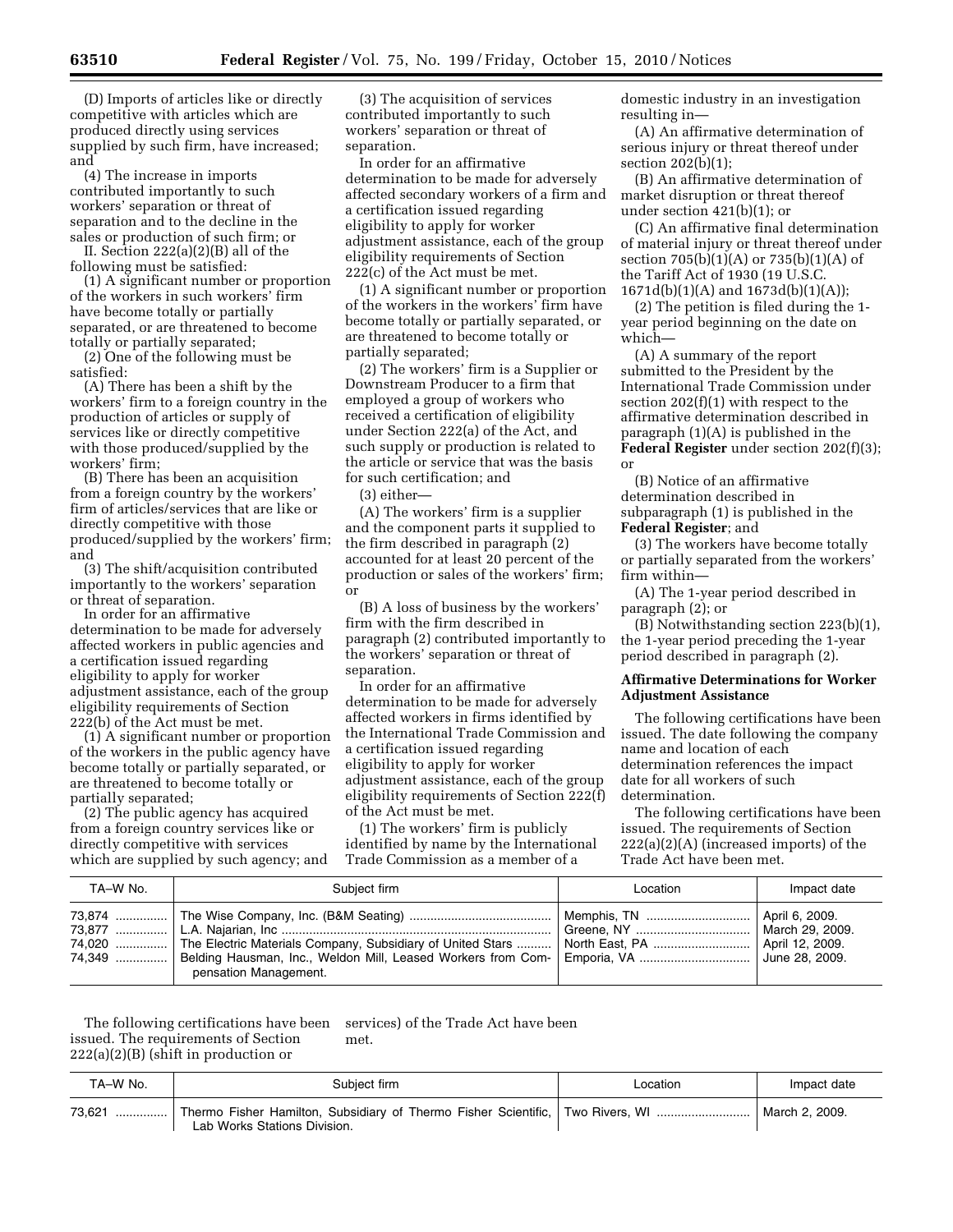(D) Imports of articles like or directly competitive with articles which are produced directly using services supplied by such firm, have increased; and

(4) The increase in imports contributed importantly to such workers' separation or threat of separation and to the decline in the sales or production of such firm; or

II. Section 222(a)(2)(B) all of the following must be satisfied:

(1) A significant number or proportion of the workers in such workers' firm have become totally or partially separated, or are threatened to become totally or partially separated;

(2) One of the following must be satisfied:

(A) There has been a shift by the workers' firm to a foreign country in the production of articles or supply of services like or directly competitive with those produced/supplied by the workers' firm;

(B) There has been an acquisition from a foreign country by the workers' firm of articles/services that are like or directly competitive with those produced/supplied by the workers' firm; and

(3) The shift/acquisition contributed importantly to the workers' separation or threat of separation.

In order for an affirmative determination to be made for adversely affected workers in public agencies and a certification issued regarding eligibility to apply for worker adjustment assistance, each of the group eligibility requirements of Section 222(b) of the Act must be met.

(1) A significant number or proportion of the workers in the public agency have become totally or partially separated, or are threatened to become totally or partially separated;

(2) The public agency has acquired from a foreign country services like or directly competitive with services which are supplied by such agency; and

(3) The acquisition of services contributed importantly to such workers' separation or threat of separation.

In order for an affirmative determination to be made for adversely affected secondary workers of a firm and a certification issued regarding eligibility to apply for worker adjustment assistance, each of the group eligibility requirements of Section 222(c) of the Act must be met.

(1) A significant number or proportion of the workers in the workers' firm have become totally or partially separated, or are threatened to become totally or partially separated;

(2) The workers' firm is a Supplier or Downstream Producer to a firm that employed a group of workers who received a certification of eligibility under Section 222(a) of the Act, and such supply or production is related to the article or service that was the basis for such certification; and

(3) either—

(A) The workers' firm is a supplier and the component parts it supplied to the firm described in paragraph (2) accounted for at least 20 percent of the production or sales of the workers' firm; or

(B) A loss of business by the workers' firm with the firm described in paragraph (2) contributed importantly to the workers' separation or threat of separation.

In order for an affirmative determination to be made for adversely affected workers in firms identified by the International Trade Commission and a certification issued regarding eligibility to apply for worker adjustment assistance, each of the group eligibility requirements of Section 222(f) of the Act must be met.

(1) The workers' firm is publicly identified by name by the International Trade Commission as a member of a domestic industry in an investigation resulting in—

(A) An affirmative determination of serious injury or threat thereof under section 202(b)(1);

(B) An affirmative determination of market disruption or threat thereof under section 421(b)(1); or

(C) An affirmative final determination of material injury or threat thereof under section 705(b)(1)(A) or 735(b)(1)(A) of the Tariff Act of 1930 (19 U.S.C. 1671d(b)(1)(A) and 1673d(b)(1)(A));

(2) The petition is filed during the 1-year period beginning on the date on which—

(A) A summary of the report submitted to the President by the International Trade Commission under section 202(f)(1) with respect to the affirmative determination described in paragraph (1)(A) is published in the **Federal Register** under section 202(f)(3); or

(B) Notice of an affirmative determination described in subparagraph (1) is published in the **Federal Register**; and

(3) The workers have become totally or partially separated from the workers' firm within—

(A) The 1-year period described in paragraph (2); or

(B) Notwithstanding section 223(b)(1), the 1-year period preceding the 1-year period described in paragraph (2).

**Affirmative Determinations for Worker Adjustment Assistance**

The following certifications have been issued. The date following the company name and location of each determination references the impact date for all workers of such determination.

The following certifications have been issued. The requirements of Section 222(a)(2)(A) (increased imports) of the Trade Act have been met.

| TA–W No. | Subject firm | Location | Impact date |
|---|---|---|---|
| 73,874 | The Wise Company, Inc. (B&M Seating) | Memphis, TN | April 6, 2009. |
| 73,877 | L.A. Najarian, Inc | Greene, NY | March 29, 2009. |
| 74,020 | The Electric Materials Company, Subsidiary of United Stars | North East, PA | April 12, 2009. |
| 74,349 | Belding Hausman, Inc., Weldon Mill, Leased Workers from Compensation Management. | Emporia, VA | June 28, 2009. |

The following certifications have been issued. The requirements of Section 222(a)(2)(B) (shift in production or services) of the Trade Act have been met.

| TA–W No. | Subject firm | Location | Impact date |
|---|---|---|---|
| 73,621 | Thermo Fisher Hamilton, Subsidiary of Thermo Fisher Scientific, Lab Works Stations Division. | Two Rivers, WI | March 2, 2009. |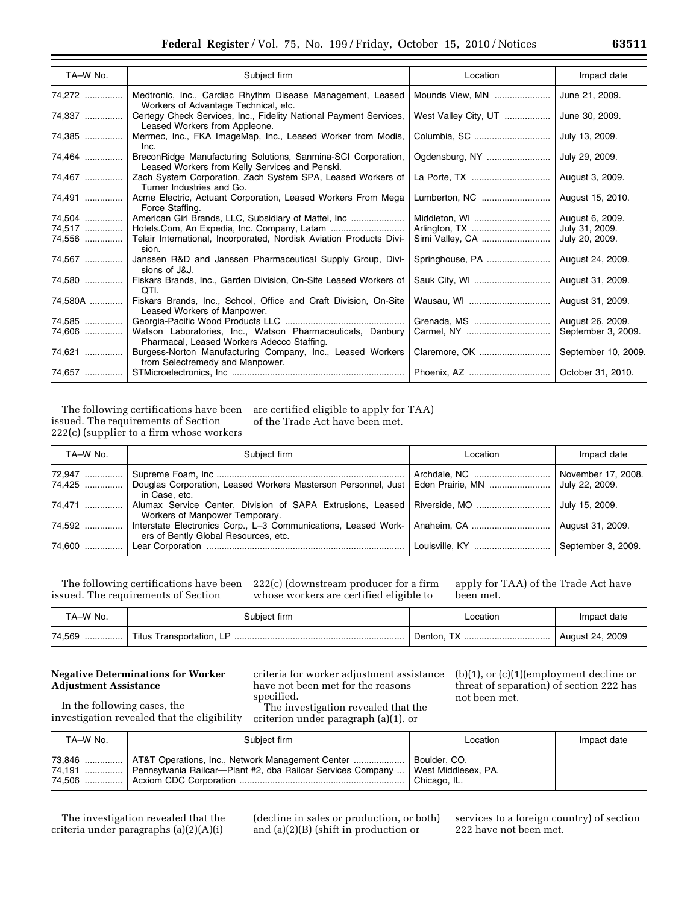| TA–W No. | Subject firm | Location | Impact date |
|---|---|---|---|
| 74,272 | Medtronic, Inc., Cardiac Rhythm Disease Management, Leased Workers of Advantage Technical, etc. | Mounds View, MN | June 21, 2009. |
| 74,337 | Certegy Check Services, Inc., Fidelity National Payment Services, Leased Workers from Appleone. | West Valley City, UT | June 30, 2009. |
| 74,385 | Mermec, Inc., FKA ImageMap, Inc., Leased Worker from Modis, Inc. | Columbia, SC | July 13, 2009. |
| 74,464 | BreconRidge Manufacturing Solutions, Sanmina-SCI Corporation, Leased Workers from Kelly Services and Penski. | Ogdensburg, NY | July 29, 2009. |
| 74,467 | Zach System Corporation, Zach System SPA, Leased Workers of Turner Industries and Go. | La Porte, TX | August 3, 2009. |
| 74,491 | Acme Electric, Actuant Corporation, Leased Workers From Mega Force Staffing. | Lumberton, NC | August 15, 2010. |
| 74,504 | American Girl Brands, LLC, Subsidiary of Mattel, Inc | Middleton, WI | August 6, 2009. |
| 74,517 | Hotels.Com, An Expedia, Inc. Company, Latam | Arlington, TX | July 31, 2009. |
| 74,556 | Telair International, Incorporated, Nordisk Aviation Products Division. | Simi Valley, CA | July 20, 2009. |
| 74,567 | Janssen R&D and Janssen Pharmaceutical Supply Group, Divisions of J&J. | Springhouse, PA | August 24, 2009. |
| 74,580 | Fiskars Brands, Inc., Garden Division, On-Site Leased Workers of QTI. | Sauk City, WI | August 31, 2009. |
| 74,580A | Fiskars Brands, Inc., School, Office and Craft Division, On-Site Leased Workers of Manpower. | Wausau, WI | August 31, 2009. |
| 74,585 | Georgia-Pacific Wood Products LLC | Grenada, MS | August 26, 2009. |
| 74,606 | Watson Laboratories, Inc., Watson Pharmaceuticals, Danbury Pharmacal, Leased Workers Adecco Staffing. | Carmel, NY | September 3, 2009. |
| 74,621 | Burgess-Norton Manufacturing Company, Inc., Leased Workers from Selectremedy and Manpower. | Claremore, OK | September 10, 2009. |
| 74,657 | STMicroelectronics, Inc | Phoenix, AZ | October 31, 2010. |

The following certifications have been issued. The requirements of Section 222(c) (supplier to a firm whose workers are certified eligible to apply for TAA) of the Trade Act have been met.

| TA–W No. | Subject firm | Location | Impact date |
|---|---|---|---|
| 72,947 | Supreme Foam, Inc | Archdale, NC | November 17, 2008. |
| 74,425 | Douglas Corporation, Leased Workers Masterson Personnel, Just in Case, etc. | Eden Prairie, MN | July 22, 2009. |
| 74,471 | Alumax Service Center, Division of SAPA Extrusions, Leased Workers of Manpower Temporary. | Riverside, MO | July 15, 2009. |
| 74,592 | Interstate Electronics Corp., L–3 Communications, Leased Workers of Bently Global Resources, etc. | Anaheim, CA | August 31, 2009. |
| 74,600 | Lear Corporation | Louisville, KY | September 3, 2009. |

The following certifications have been issued. The requirements of Section 222(c) (downstream producer for a firm whose workers are certified eligible to apply for TAA) of the Trade Act have been met.

| TA–W No. | Subject firm | Location | Impact date |
|---|---|---|---|
| 74,569 | Titus Transportation, LP | Denton, TX | August 24, 2009 |

## Negative Determinations for Worker Adjustment Assistance

In the following cases, the investigation revealed that the eligibility criteria for worker adjustment assistance have not been met for the reasons specified.

The investigation revealed that the criterion under paragraph (a)(1), or (b)(1), or (c)(1)(employment decline or threat of separation) of section 222 has not been met.

| TA–W No. | Subject firm | Location | Impact date |
|---|---|---|---|
| 73,846 | AT&T Operations, Inc., Network Management Center | Boulder, CO. | |
| 74,191 | Pennsylvania Railcar—Plant #2, dba Railcar Services Company | West Middlesex, PA. | |
| 74,506 | Acxiom CDC Corporation | Chicago, IL. | |

The investigation revealed that the criteria under paragraphs (a)(2)(A)(i) (decline in sales or production, or both) and (a)(2)(B) (shift in production or services to a foreign country) of section 222 have not been met.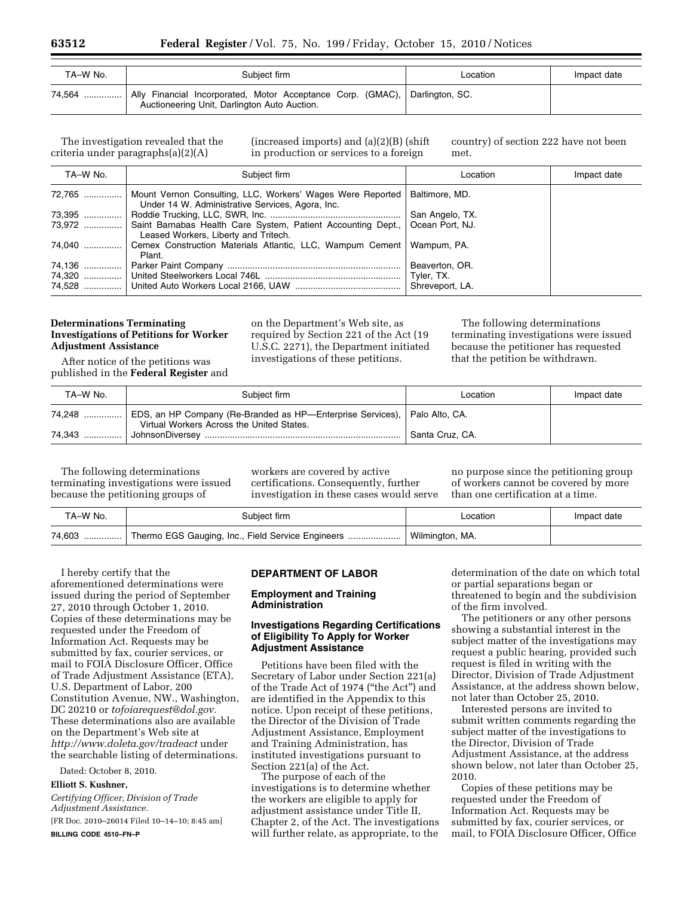| TA–W No. | Subject firm | Location | Impact date |
|---|---|---|---|
| 74,564 | Ally Financial Incorporated, Motor Acceptance Corp. (GMAC), Auctioneering Unit, Darlington Auto Auction. | Darlington, SC. | |

The investigation revealed that the criteria under paragraphs(a)(2)(A) (increased imports) and (a)(2)(B) (shift in production or services to a foreign country) of section 222 have not been met.

| TA–W No. | Subject firm | Location | Impact date |
|---|---|---|---|
| 72,765 | Mount Vernon Consulting, LLC, Workers' Wages Were Reported Under 14 W. Administrative Services, Agora, Inc. | Baltimore, MD. | |
| 73,395 | Roddie Trucking, LLC, SWR, Inc. | San Angelo, TX. | |
| 73,972 | Saint Barnabas Health Care System, Patient Accounting Dept., Leased Workers, Liberty and Tritech. | Ocean Port, NJ. | |
| 74,040 | Cemex Construction Materials Atlantic, LLC, Wampum Cement Plant. | Wampum, PA. | |
| 74,136 | Parker Paint Company | Beaverton, OR. | |
| 74,320 | United Steelworkers Local 746L | Tyler, TX. | |
| 74,528 | United Auto Workers Local 2166, UAW | Shreveport, LA. | |

**Determinations Terminating Investigations of Petitions for Worker Adjustment Assistance**

After notice of the petitions was published in the **Federal Register** and on the Department's Web site, as required by Section 221 of the Act (19 U.S.C. 2271), the Department initiated investigations of these petitions.

The following determinations terminating investigations were issued because the petitioner has requested that the petition be withdrawn.

| TA–W No. | Subject firm | Location | Impact date |
|---|---|---|---|
| 74,248 | EDS, an HP Company (Re-Branded as HP—Enterprise Services), Virtual Workers Across the United States. | Palo Alto, CA. | |
| 74,343 | JohnsonDiversey | Santa Cruz, CA. | |

The following determinations terminating investigations were issued because the petitioning groups of workers are covered by active certifications. Consequently, further investigation in these cases would serve no purpose since the petitioning group of workers cannot be covered by more than one certification at a time.

| TA–W No. | Subject firm | Location | Impact date |
|---|---|---|---|
| 74,603 | Thermo EGS Gauging, Inc., Field Service Engineers | Wilmington, MA. | |

I hereby certify that the aforementioned determinations were issued during the period of September 27, 2010 through October 1, 2010. Copies of these determinations may be requested under the Freedom of Information Act. Requests may be submitted by fax, courier services, or mail to FOIA Disclosure Officer, Office of Trade Adjustment Assistance (ETA), U.S. Department of Labor, 200 Constitution Avenue, NW., Washington, DC 20210 or *tofoiarequest@dol.gov.* These determinations also are available on the Department's Web site at *http://www.doleta.gov/tradeact* under the searchable listing of determinations.

Dated: October 8, 2010.

**Elliott S. Kushner,**

*Certifying Officer, Division of Trade Adjustment Assistance.*

[FR Doc. 2010–26014 Filed 10–14–10; 8:45 am]

**BILLING CODE 4510–FN–P**

## DEPARTMENT OF LABOR

### Employment and Training Administration

### Investigations Regarding Certifications of Eligibility To Apply for Worker Adjustment Assistance

Petitions have been filed with the Secretary of Labor under Section 221(a) of the Trade Act of 1974 ("the Act") and are identified in the Appendix to this notice. Upon receipt of these petitions, the Director of the Division of Trade Adjustment Assistance, Employment and Training Administration, has instituted investigations pursuant to Section 221(a) of the Act.

The purpose of each of the investigations is to determine whether the workers are eligible to apply for adjustment assistance under Title II, Chapter 2, of the Act. The investigations will further relate, as appropriate, to the determination of the date on which total or partial separations began or threatened to begin and the subdivision of the firm involved.

The petitioners or any other persons showing a substantial interest in the subject matter of the investigations may request a public hearing, provided such request is filed in writing with the Director, Division of Trade Adjustment Assistance, at the address shown below, not later than October 25, 2010.

Interested persons are invited to submit written comments regarding the subject matter of the investigations to the Director, Division of Trade Adjustment Assistance, at the address shown below, not later than October 25, 2010.

Copies of these petitions may be requested under the Freedom of Information Act. Requests may be submitted by fax, courier services, or mail, to FOIA Disclosure Officer, Office